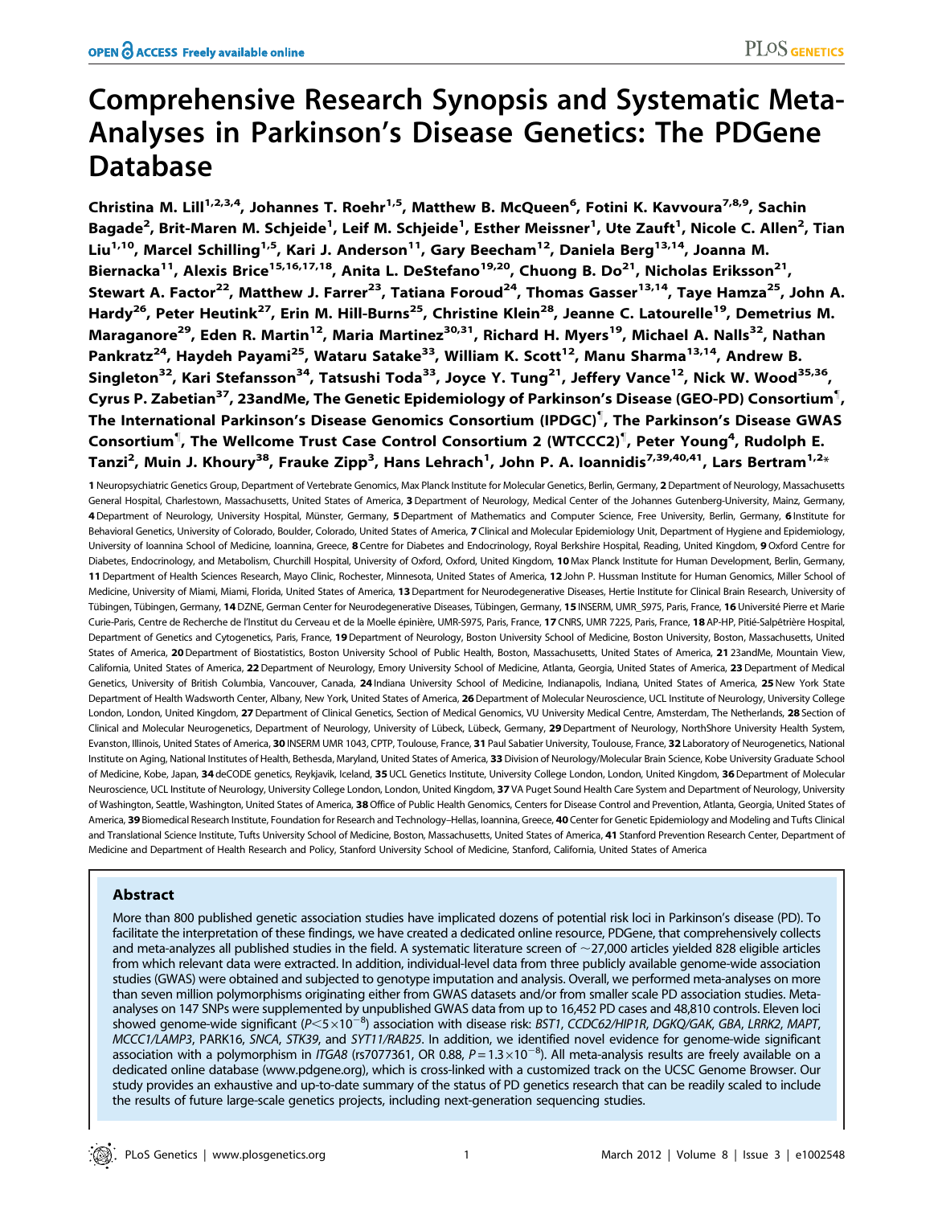# Comprehensive Research Synopsis and Systematic Meta-Analyses in Parkinson's Disease Genetics: The PDGene Database

Christina M. Lill[1,2,3,4], Johannes T. Roehr[1,5], Matthew B. McQueen[6], Fotini K. Kavvoura[7,8,9], Sachin Bagade[2], Brit-Maren M. Schjeide[1], Leif M. Schjeide[1], Esther Meissner[1], Ute Zauft[1], Nicole C. Allen[2], Tian Liu[1,10], Marcel Schilling[1,5], Kari J. Anderson[11], Gary Beecham[12], Daniela Berg[13,14], Joanna M. Biernacka[11], Alexis Brice[15,16,17,18], Anita L. DeStefano[19,20], Chuong B. Do[21], Nicholas Eriksson[21], Stewart A. Factor[22], Matthew J. Farrer[23], Tatiana Foroud[24], Thomas Gasser[13,14], Taye Hamza[25], John A. Hardy[26], Peter Heutink[27], Erin M. Hill-Burns[25], Christine Klein[28], Jeanne C. Latourelle[19], Demetrius M. Maraganore[29], Eden R. Martin[12], Maria Martinez[30,31], Richard H. Myers[19], Michael A. Nalls[32], Nathan Pankratz[24], Haydeh Payami[25], Wataru Satake[33], William K. Scott[12], Manu Sharma[13,14], Andrew B. Singleton[32], Kari Stefansson[34], Tatsushi Toda[33], Joyce Y. Tung[21], Jeffery Vance[12], Nick W. Wood[35,36], Cyrus P. Zabetian[37], 23andMe, The Genetic Epidemiology of Parkinson's Disease (GEO-PD) Consortium[¶], The International Parkinson's Disease Genomics Consortium (IPDGC)[¶], The Parkinson's Disease GWAS Consortium[¶], The Wellcome Trust Case Control Consortium 2 (WTCCC2)[¶], Peter Young[4], Rudolph E. Tanzi[2], Muin J. Khoury[38], Frauke Zipp[3], Hans Lehrach[1], John P. A. Ioannidis[7,39,40,41], Lars Bertram[1,2]*

**1** Neuropsychiatric Genetics Group, Department of Vertebrate Genomics, Max Planck Institute for Molecular Genetics, Berlin, Germany, **2** Department of Neurology, Massachusetts General Hospital, Charlestown, Massachusetts, United States of America, **3** Department of Neurology, Medical Center of the Johannes Gutenberg-University, Mainz, Germany, **4** Department of Neurology, University Hospital, Münster, Germany, **5** Department of Mathematics and Computer Science, Free University, Berlin, Germany, **6** Institute for Behavioral Genetics, University of Colorado, Boulder, Colorado, United States of America, **7** Clinical and Molecular Epidemiology Unit, Department of Hygiene and Epidemiology, University of Ioannina School of Medicine, Ioannina, Greece, **8** Centre for Diabetes and Endocrinology, Royal Berkshire Hospital, Reading, United Kingdom, **9** Oxford Centre for Diabetes, Endocrinology, and Metabolism, Churchill Hospital, University of Oxford, Oxford, United Kingdom, **10** Max Planck Institute for Human Development, Berlin, Germany, **11** Department of Health Sciences Research, Mayo Clinic, Rochester, Minnesota, United States of America, **12** John P. Hussman Institute for Human Genomics, Miller School of Medicine, University of Miami, Miami, Florida, United States of America, **13** Department for Neurodegenerative Diseases, Hertie Institute for Clinical Brain Research, University of Tübingen, Tübingen, Germany, **14** DZNE, German Center for Neurodegenerative Diseases, Tübingen, Germany, **15** INSERM, UMR_S975, Paris, France, **16** Université Pierre et Marie Curie-Paris, Centre de Recherche de l'Institut du Cerveau et de la Moelle épinière, UMR-S975, Paris, France, **17** CNRS, UMR 7225, Paris, France, **18** AP-HP, Pitié-Salpêtrière Hospital, Department of Genetics and Cytogenetics, Paris, France, **19** Department of Neurology, Boston University School of Medicine, Boston University, Boston, Massachusetts, United States of America, **20** Department of Biostatistics, Boston University School of Public Health, Boston, Massachusetts, United States of America, **21** 23andMe, Mountain View, California, United States of America, **22** Department of Neurology, Emory University School of Medicine, Atlanta, Georgia, United States of America, **23** Department of Medical Genetics, University of British Columbia, Vancouver, Canada, **24** Indiana University School of Medicine, Indianapolis, Indiana, United States of America, **25** New York State Department of Health Wadsworth Center, Albany, New York, United States of America, **26** Department of Molecular Neuroscience, UCL Institute of Neurology, University College London, London, United Kingdom, **27** Department of Clinical Genetics, Section of Medical Genomics, VU University Medical Centre, Amsterdam, The Netherlands, **28** Section of Clinical and Molecular Neurogenetics, Department of Neurology, University of Lübeck, Lübeck, Germany, **29** Department of Neurology, NorthShore University Health System, Evanston, Illinois, United States of America, **30** INSERM UMR 1043, CPTP, Toulouse, France, **31** Paul Sabatier University, Toulouse, France, **32** Laboratory of Neurogenetics, National Institute on Aging, National Institutes of Health, Bethesda, Maryland, United States of America, **33** Division of Neurology/Molecular Brain Science, Kobe University Graduate School of Medicine, Kobe, Japan, **34** deCODE genetics, Reykjavik, Iceland, **35** UCL Genetics Institute, University College London, London, United Kingdom, **36** Department of Molecular Neuroscience, UCL Institute of Neurology, University College London, London, United Kingdom, **37** VA Puget Sound Health Care System and Department of Neurology, University of Washington, Seattle, Washington, United States of America, **38** Office of Public Health Genomics, Centers for Disease Control and Prevention, Atlanta, Georgia, United States of America, **39** Biomedical Research Institute, Foundation for Research and Technology–Hellas, Ioannina, Greece, **40** Center for Genetic Epidemiology and Modeling and Tufts Clinical and Translational Science Institute, Tufts University School of Medicine, Boston, Massachusetts, United States of America, **41** Stanford Prevention Research Center, Department of Medicine and Department of Health Research and Policy, Stanford University School of Medicine, Stanford, California, United States of America

## Abstract

More than 800 published genetic association studies have implicated dozens of potential risk loci in Parkinson's disease (PD). To facilitate the interpretation of these findings, we have created a dedicated online resource, PDGene, that comprehensively collects and meta-analyzes all published studies in the field. A systematic literature screen of ~27,000 articles yielded 828 eligible articles from which relevant data were extracted. In addition, individual-level data from three publicly available genome-wide association studies (GWAS) were obtained and subjected to genotype imputation and analysis. Overall, we performed meta-analyses on more than seven million polymorphisms originating either from GWAS datasets and/or from smaller scale PD association studies. Meta-analyses on 147 SNPs were supplemented by unpublished GWAS data from up to 16,452 PD cases and 48,810 controls. Eleven loci showed genome-wide significant ($P<5\times10^{-8}$) association with disease risk: *BST1*, *CCDC62/HIP1R*, *DGKQ/GAK*, *GBA*, *LRRK2*, *MAPT*, *MCCC1/LAMP3*, PARK16, *SNCA*, *STK39*, and *SYT11/RAB25*. In addition, we identified novel evidence for genome-wide significant association with a polymorphism in *ITGA8* (rs7077361, OR 0.88, $P=1.3\times10^{-8}$). All meta-analysis results are freely available on a dedicated online database (www.pdgene.org), which is cross-linked with a customized track on the UCSC Genome Browser. Our study provides an exhaustive and up-to-date summary of the status of PD genetics research that can be readily scaled to include the results of future large-scale genetics projects, including next-generation sequencing studies.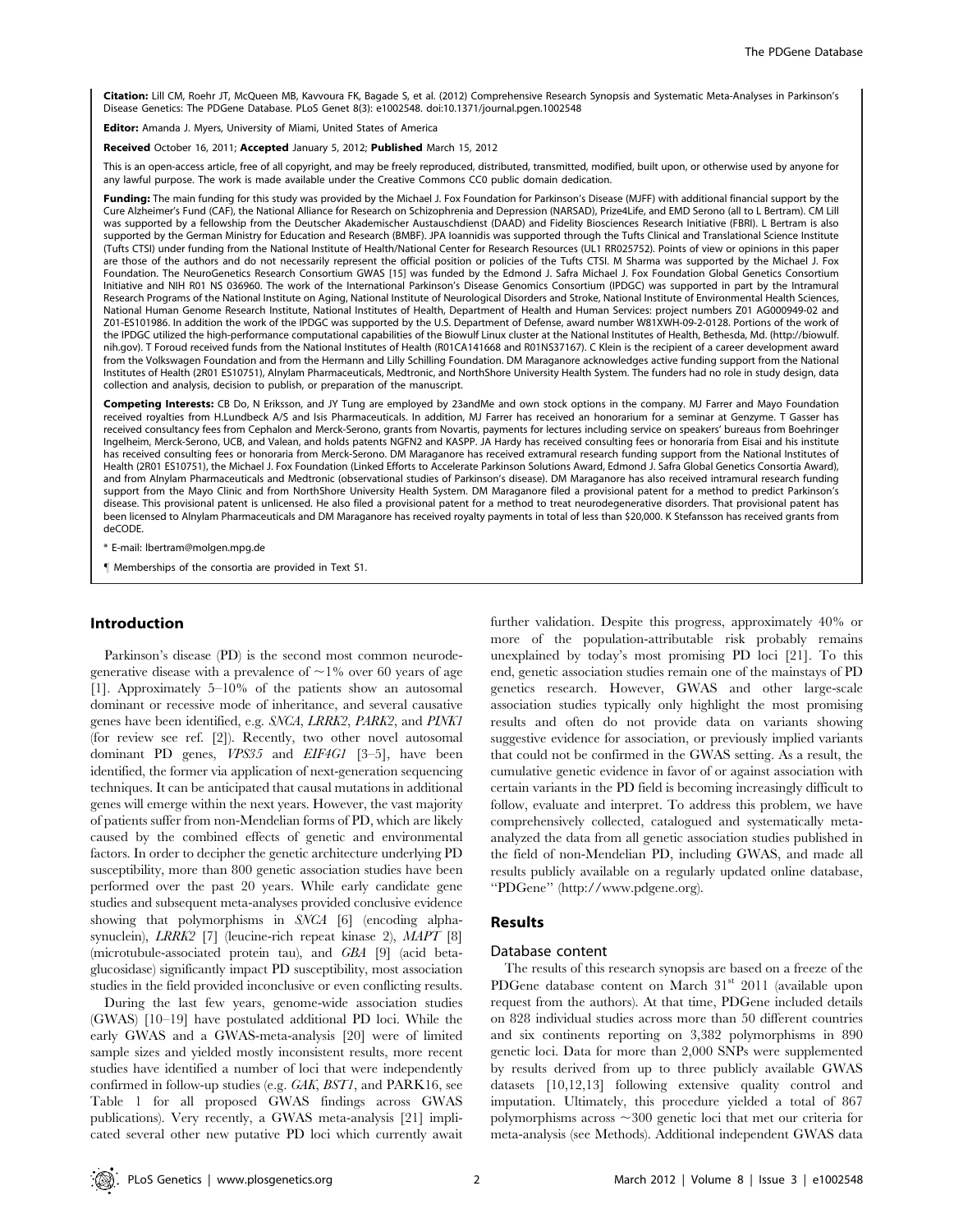**Citation:** Lill CM, Roehr JT, McQueen MB, Kavvoura FK, Bagade S, et al. (2012) Comprehensive Research Synopsis and Systematic Meta-Analyses in Parkinson's Disease Genetics: The PDGene Database. PLoS Genet 8(3): e1002548. doi:10.1371/journal.pgen.1002548

**Editor:** Amanda J. Myers, University of Miami, United States of America

**Received** October 16, 2011; **Accepted** January 5, 2012; **Published** March 15, 2012

This is an open-access article, free of all copyright, and may be freely reproduced, distributed, transmitted, modified, built upon, or otherwise used by anyone for any lawful purpose. The work is made available under the Creative Commons CC0 public domain dedication.

**Funding:** The main funding for this study was provided by the Michael J. Fox Foundation for Parkinson's Disease (MJFF) with additional financial support by the Cure Alzheimer's Fund (CAF), the National Alliance for Research on Schizophrenia and Depression (NARSAD), Prize4Life, and EMD Serono (all to L Bertram). CM Lill was supported by a fellowship from the Deutscher Akademischer Austauschdienst (DAAD) and Fidelity Biosciences Research Initiative (FBRI). L Bertram is also supported by the German Ministry for Education and Research (BMBF). JPA Ioannidis was supported through the Tufts Clinical and Translational Science Institute (Tufts CTSI) under funding from the National Institute of Health/National Center for Research Resources (UL1 RR025752). Points of view or opinions in this paper are those of the authors and do not necessarily represent the official position or policies of the Tufts CTSI. M Sharma was supported by the Michael J. Fox Foundation. The NeuroGenetics Research Consortium GWAS [15] was funded by the Edmond J. Safra Michael J. Fox Foundation Global Genetics Consortium Initiative and NIH R01 NS 036960. The work of the International Parkinson's Disease Genomics Consortium (IPDGC) was supported in part by the Intramural Research Programs of the National Institute on Aging, National Institute of Neurological Disorders and Stroke, National Institute of Environmental Health Sciences, National Human Genome Research Institute, National Institutes of Health, Department of Health and Human Services: project numbers Z01 AG000949-02 and Z01-ES101986. In addition the work of the IPDGC was supported by the U.S. Department of Defense, award number W81XWH-09-2-0128. Portions of the work of the IPDGC utilized the high-performance computational capabilities of the Biowulf Linux cluster at the National Institutes of Health, Bethesda, Md. (http://biowulf.nih.gov). T Foroud received funds from the National Institutes of Health (R01CA141668 and R01NS37167). C Klein is the recipient of a career development award from the Volkswagen Foundation and from the Hermann and Lilly Schilling Foundation. DM Maraganore acknowledges active funding support from the National Institutes of Health (2R01 ES10751), Alnylam Pharmaceuticals, Medtronic, and NorthShore University Health System. The funders had no role in study design, data collection and analysis, decision to publish, or preparation of the manuscript.

**Competing Interests:** CB Do, N Eriksson, and JY Tung are employed by 23andMe and own stock options in the company. MJ Farrer and Mayo Foundation received royalties from H.Lundbeck A/S and Isis Pharmaceuticals. In addition, MJ Farrer has received an honorarium for a seminar at Genzyme. T Gasser has received consultancy fees from Cephalon and Merck-Serono, grants from Novartis, payments for lectures including service on speakers' bureaus from Boehringer Ingelheim, Merck-Serono, UCB, and Valean, and holds patents NGFN2 and KASPP. JA Hardy has received consulting fees or honoraria from Eisai and his institute has received consulting fees or honoraria from Merck-Serono. DM Maraganore has received extramural research funding support from the National Institutes of Health (2R01 ES10751), the Michael J. Fox Foundation (Linked Efforts to Accelerate Parkinson Solutions Award, Edmond J. Safra Global Genetics Consortia Award), and from Alnylam Pharmaceuticals and Medtronic (observational studies of Parkinson's disease). DM Maraganore has also received intramural research funding support from the Mayo Clinic and from NorthShore University Health System. DM Maraganore filed a provisional patent for a method to predict Parkinson's disease. This provisional patent is unlicensed. He also filed a provisional patent for a method to treat neurodegenerative disorders. That provisional patent has been licensed to Alnylam Pharmaceuticals and DM Maraganore has received royalty payments in total of less than $20,000. K Stefansson has received grants from deCODE.

* E-mail: lbertram@molgen.mpg.de

¶ Memberships of the consortia are provided in Text S1.

## Introduction

Parkinson's disease (PD) is the second most common neurodegenerative disease with a prevalence of ~1% over 60 years of age [1]. Approximately 5–10% of the patients show an autosomal dominant or recessive mode of inheritance, and several causative genes have been identified, e.g. *SNCA*, *LRRK2*, *PARK2*, and *PINK1* (for review see ref. [2]). Recently, two other novel autosomal dominant PD genes, *VPS35* and *EIF4G1* [3–5], have been identified, the former via application of next-generation sequencing techniques. It can be anticipated that causal mutations in additional genes will emerge within the next years. However, the vast majority of patients suffer from non-Mendelian forms of PD, which are likely caused by the combined effects of genetic and environmental factors. In order to decipher the genetic architecture underlying PD susceptibility, more than 800 genetic association studies have been performed over the past 20 years. While early candidate gene studies and subsequent meta-analyses provided conclusive evidence showing that polymorphisms in *SNCA* [6] (encoding alpha-synuclein), *LRRK2* [7] (leucine-rich repeat kinase 2), *MAPT* [8] (microtubule-associated protein tau), and *GBA* [9] (acid beta-glucosidase) significantly impact PD susceptibility, most association studies in the field provided inconclusive or even conflicting results.

During the last few years, genome-wide association studies (GWAS) [10–19] have postulated additional PD loci. While the early GWAS and a GWAS-meta-analysis [20] were of limited sample sizes and yielded mostly inconsistent results, more recent studies have identified a number of loci that were independently confirmed in follow-up studies (e.g. *GAK*, *BST1*, and PARK16, see Table 1 for all proposed GWAS findings across GWAS publications). Very recently, a GWAS meta-analysis [21] implicated several other new putative PD loci which currently await further validation. Despite this progress, approximately 40% or more of the population-attributable risk probably remains unexplained by today's most promising PD loci [21]. To this end, genetic association studies remain one of the mainstays of PD genetics research. However, GWAS and other large-scale association studies typically only highlight the most promising results and often do not provide data on variants showing suggestive evidence for association, or previously implied variants that could not be confirmed in the GWAS setting. As a result, the cumulative genetic evidence in favor of or against association with certain variants in the PD field is becoming increasingly difficult to follow, evaluate and interpret. To address this problem, we have comprehensively collected, catalogued and systematically meta-analyzed the data from all genetic association studies published in the field of non-Mendelian PD, including GWAS, and made all results publicly available on a regularly updated online database, "PDGene" (http://www.pdgene.org).

## Results

### Database content

The results of this research synopsis are based on a freeze of the PDGene database content on March 31st 2011 (available upon request from the authors). At that time, PDGene included details on 828 individual studies across more than 50 different countries and six continents reporting on 3,382 polymorphisms in 890 genetic loci. Data for more than 2,000 SNPs were supplemented by results derived from up to three publicly available GWAS datasets [10,12,13] following extensive quality control and imputation. Ultimately, this procedure yielded a total of 867 polymorphisms across ~300 genetic loci that met our criteria for meta-analysis (see Methods). Additional independent GWAS data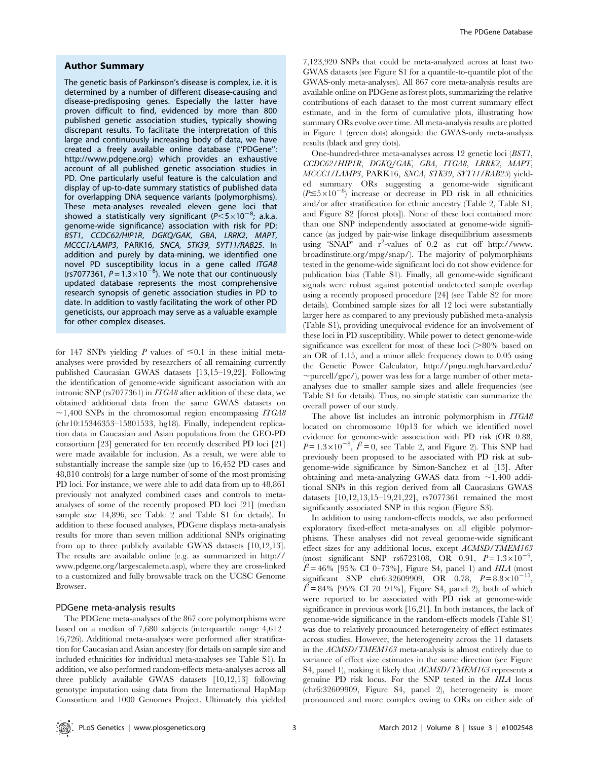### Author Summary

The genetic basis of Parkinson's disease is complex, i.e. it is determined by a number of different disease-causing and disease-predisposing genes. Especially the latter have proven difficult to find, evidenced by more than 800 published genetic association studies, typically showing discrepant results. To facilitate the interpretation of this large and continuously increasing body of data, we have created a freely available online database ("PDGene": http://www.pdgene.org) which provides an exhaustive account of all published genetic association studies in PD. One particularly useful feature is the calculation and display of up-to-date summary statistics of published data for overlapping DNA sequence variants (polymorphisms). These meta-analyses revealed eleven gene loci that showed a statistically very significant ($P<5\times10^{-8}$; a.k.a. genome-wide significance) association with risk for PD: *BST1*, *CCDC62/HIP1R*, *DGKQ/GAK*, *GBA*, *LRRK2*, *MAPT*, *MCCC1/LAMP3*, PARK16, *SNCA*, *STK39*, *SYT11/RAB25*. In addition and purely by data-mining, we identified one novel PD susceptibility locus in a gene called *ITGA8* (rs7077361, $P=1.3\times10^{-8}$). We note that our continuously updated database represents the most comprehensive research synopsis of genetic association studies in PD to date. In addition to vastly facilitating the work of other PD geneticists, our approach may serve as a valuable example for other complex diseases.

for 147 SNPs yielding *P* values of $\leq 0.1$ in these initial meta-analyses were provided by researchers of all remaining currently published Caucasian GWAS datasets [13,15–19,22]. Following the identification of genome-wide significant association with an intronic SNP (rs7077361) in *ITGA8* after addition of these data, we obtained additional data from the same GWAS datasets on ~1,400 SNPs in the chromosomal region encompassing *ITGA8* (chr10:15346353–15801533, hg18). Finally, independent replication data in Caucasian and Asian populations from the GEO-PD consortium [23] generated for ten recently described PD loci [21] were made available for inclusion. As a result, we were able to substantially increase the sample size (up to 16,452 PD cases and 48,810 controls) for a large number of some of the most promising PD loci. For instance, we were able to add data from up to 48,861 previously not analyzed combined cases and controls to meta-analyses of some of the recently proposed PD loci [21] (median sample size 14,896, see Table 2 and Table S1 for details). In addition to these focused analyses, PDGene displays meta-analysis results for more than seven million additional SNPs originating from up to three publicly available GWAS datasets [10,12,13]. The results are available online (e.g. as summarized in http://www.pdgene.org/largescalemeta.asp), where they are cross-linked to a customized and fully browsable track on the UCSC Genome Browser.

#### PDGene meta-analysis results

The PDGene meta-analyses of the 867 core polymorphisms were based on a median of 7,680 subjects (interquartile range 4,612–16,726). Additional meta-analyses were performed after stratification for Caucasian and Asian ancestry (for details on sample size and included ethnicities for individual meta-analyses see Table S1). In addition, we also performed random-effects meta-analyses across all three publicly available GWAS datasets [10,12,13] following genotype imputation using data from the International HapMap Consortium and 1000 Genomes Project. Ultimately this yielded 7,123,920 SNPs that could be meta-analyzed across at least two GWAS datasets (see Figure S1 for a quantile-to-quantile plot of the GWAS-only meta-analyses). All 867 core meta-analysis results are available online on PDGene as forest plots, summarizing the relative contributions of each dataset to the most current summary effect estimate, and in the form of cumulative plots, illustrating how summary ORs evolve over time. All meta-analysis results are plotted in Figure 1 (green dots) alongside the GWAS-only meta-analysis results (black and grey dots).

One-hundred-three meta-analyses across 12 genetic loci (*BST1*, *CCDC62/HIP1R*, *DGKQ/GAK*, *GBA*, *ITGA8*, *LRRK2*, *MAPT*, *MCCC1/LAMP3*, PARK16, *SNCA*, *STK39*, *SYT11/RAB25*) yielded summary ORs suggesting a genome-wide significant ($P\leq5\times10^{-8}$) increase or decrease in PD risk in all ethnicities and/or after stratification for ethnic ancestry (Table 2, Table S1, and Figure S2 [forest plots]). None of these loci contained more than one SNP independently associated at genome-wide significance (as judged by pair-wise linkage disequilibrium assessments using 'SNAP' and $r^2$-values of 0.2 as cut off http://www.broadinstitute.org/mpg/snap/). The majority of polymorphisms tested in the genome-wide significant loci do not show evidence for publication bias (Table S1). Finally, all genome-wide significant signals were robust against potential undetected sample overlap using a recently proposed procedure [24] (see Table S2 for more details). Combined sample sizes for all 12 loci were substantially larger here as compared to any previously published meta-analysis (Table S1), providing unequivocal evidence for an involvement of these loci in PD susceptibility. While power to detect genome-wide significance was excellent for most of these loci (>80% based on an OR of 1.15, and a minor allele frequency down to 0.05 using the Genetic Power Calculator, http://pngu.mgh.harvard.edu/~purcell/gpc/), power was less for a large number of other meta-analyses due to smaller sample sizes and allele frequencies (see Table S1 for details). Thus, no simple statistic can summarize the overall power of our study.

The above list includes an intronic polymorphism in *ITGA8* located on chromosome 10p13 for which we identified novel evidence for genome-wide association with PD risk (OR 0.88, $P=1.3\times10^{-8}$, $I^2=0$, see Table 2, and Figure 2). This SNP had previously been proposed to be associated with PD risk at sub-genome-wide significance by Simon-Sanchez et al [13]. After obtaining and meta-analyzing GWAS data from ~1,400 additional SNPs in this region derived from all Caucasians GWAS datasets [10,12,13,15–19,21,22], rs7077361 remained the most significantly associated SNP in this region (Figure S3).

In addition to using random-effects models, we also performed exploratory fixed-effect meta-analyses on all eligible polymorphisms. These analyses did not reveal genome-wide significant effect sizes for any additional locus, except *ACMSD/TMEM163* (most significant SNP rs6723108, OR 0.91, $P=1.3\times10^{-9}$, $I^2=46\%$ [95% CI 0–73%], Figure S4, panel 1) and *HLA* (most significant SNP chr6:32609909, OR 0.78, $P=8.8\times10^{-15}$, $I^2=84\%$ [95% CI 70–91%], Figure S4, panel 2), both of which were reported to be associated with PD risk at genome-wide significance in previous work [16,21]. In both instances, the lack of genome-wide significance in the random-effects models (Table S1) was due to relatively pronounced heterogeneity of effect estimates across studies. However, the heterogeneity across the 11 datasets in the *ACMSD/TMEM163* meta-analysis is almost entirely due to variance of effect size estimates in the same direction (see Figure S4, panel 1), making it likely that *ACMSD/TMEM163* represents a genuine PD risk locus. For the SNP tested in the *HLA* locus (chr6:32609909, Figure S4, panel 2), heterogeneity is more pronounced and more complex owing to ORs on either side of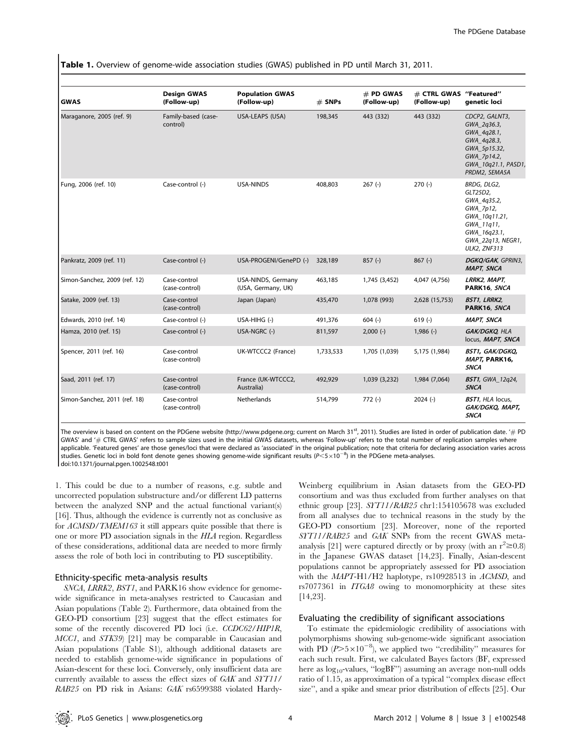**Table 1.** Overview of genome-wide association studies (GWAS) published in PD until March 31, 2011.

| GWAS | Design GWAS (Follow-up) | Population GWAS (Follow-up) | # SNPs | # PD GWAS (Follow-up) | # CTRL GWAS (Follow-up) | "Featured" genetic loci |
|---|---|---|---|---|---|---|
| Maraganore, 2005 (ref. 9) | Family-based (case-control) | USA-LEAPS (USA) | 198,345 | 443 (332) | 443 (332) | *CDCP2, GALNT3, GWA_2q36.3, GWA_4q28.1, GWA_4q28.3, GWA_5p15.32, GWA_7p14.2, GWA_10q21.1, PASD1, PRDM2, SEMA5A* |
| Fung, 2006 (ref. 10) | Case-control (-) | USA-NINDS | 408,803 | 267 (-) | 270 (-) | *BRDG, DLG2, GLT25D2, GWA_4q35.2, GWA_7p12, GWA_10q11.21, GWA_11q11, GWA_16q23.1, GWA_22q13, NEGR1, ULK2, ZNF313* |
| Pankratz, 2009 (ref. 11) | Case-control (-) | USA-PROGENI/GenePD (-) | 328,189 | 857 (-) | 867 (-) | ***DGKQ/GAK***, *GPRIN3*, ***MAPT, SNCA*** |
| Simon-Sanchez, 2009 (ref. 12) | Case-control (case-control) | USA-NINDS, Germany (USA, Germany, UK) | 463,185 | 1,745 (3,452) | 4,047 (4,756) | ***LRRK2, MAPT*, PARK16, *SNCA*** |
| Satake, 2009 (ref. 13) | Case-control (case-control) | Japan (Japan) | 435,470 | 1,078 (993) | 2,628 (15,753) | ***BST1, LRRK2*, PARK16, *SNCA*** |
| Edwards, 2010 (ref. 14) | Case-control (-) | USA-HIHG (-) | 491,376 | 604 (-) | 619 (-) | ***MAPT, SNCA*** |
| Hamza, 2010 (ref. 15) | Case-control (-) | USA-NGRC (-) | 811,597 | 2,000 (-) | 1,986 (-) | ***GAK/DGKQ***, *HLA* locus, ***MAPT, SNCA*** |
| Spencer, 2011 (ref. 16) | Case-control (case-control) | UK-WTCCC2 (France) | 1,733,533 | 1,705 (1,039) | 5,175 (1,984) | ***BST1, GAK/DGKQ, MAPT*, PARK16, *SNCA*** |
| Saad, 2011 (ref. 17) | Case-control (case-control) | France (UK-WTCCC2, Australia) | 492,929 | 1,039 (3,232) | 1,984 (7,064) | ***BST1***, *GWA_12q24*, ***SNCA*** |
| Simon-Sanchez, 2011 (ref. 18) | Case-control (case-control) | Netherlands | 514,799 | 772 (-) | 2024 (-) | ***BST1***, *HLA* locus, ***GAK/DGKQ, MAPT, SNCA*** |

The overview is based on content on the PDGene website (http://www.pdgene.org; current on March 31[st], 2011). Studies are listed in order of publication date. '# PD GWAS' and '# CTRL GWAS' refers to sample sizes used in the initial GWAS datasets, whereas 'Follow-up' refers to the total number of replication samples where applicable. 'Featured genes' are those genes/loci that were declared as 'associated' in the original publication; note that criteria for declaring association varies across studies. Genetic loci in bold font denote genes showing genome-wide significant results ($P<5\times10^{-8}$) in the PDGene meta-analyses.
doi:10.1371/journal.pgen.1002548.t001

1. This could be due to a number of reasons, e.g. subtle and uncorrected population substructure and/or different LD patterns between the analyzed SNP and the actual functional variant(s) [16]. Thus, although the evidence is currently not as conclusive as for *ACMSD/TMEM163* it still appears quite possible that there is one or more PD association signals in the *HLA* region. Regardless of these considerations, additional data are needed to more firmly assess the role of both loci in contributing to PD susceptibility.

### Ethnicity-specific meta-analysis results

*SNCA*, *LRRK2*, *BST1*, and PARK16 show evidence for genome-wide significance in meta-analyses restricted to Caucasian and Asian populations (Table 2). Furthermore, data obtained from the GEO-PD consortium [23] suggest that the effect estimates for some of the recently discovered PD loci (i.e. *CCDC62/HIP1R*, *MCC1*, and *STK39*) [21] may be comparable in Caucasian and Asian populations (Table S1), although additional datasets are needed to establish genome-wide significance in populations of Asian-descent for these loci. Conversely, only insufficient data are currently available to assess the effect sizes of *GAK* and *SYT11/RAB25* on PD risk in Asians: *GAK* rs6599388 violated Hardy-Weinberg equilibrium in Asian datasets from the GEO-PD consortium and was thus excluded from further analyses on that ethnic group [23]. *SYT11/RAB25* chr1:154105678 was excluded from all analyses due to technical reasons in the study by the GEO-PD consortium [23]. Moreover, none of the reported *SYT11/RAB25* and *GAK* SNPs from the recent GWAS meta-analysis [21] were captured directly or by proxy (with an $r^2\geq0.8$) in the Japanese GWAS dataset [14,23]. Finally, Asian-descent populations cannot be appropriately assessed for PD association with the *MAPT*-H1/H2 haplotype, rs10928513 in *ACMSD*, and rs7077361 in *ITGA8* owing to monomorphicity at these sites [14,23].

### Evaluating the credibility of significant associations

To estimate the epidemiologic credibility of associations with polymorphisms showing sub-genome-wide significant association with PD ($P>5\times10^{-8}$), we applied two "credibility" measures for each such result. First, we calculated Bayes factors (BF, expressed here as $\log_{10}$-values, "logBF") assuming an average non-null odds ratio of 1.15, as approximation of a typical "complex disease effect size", and a spike and smear prior distribution of effects [25]. Our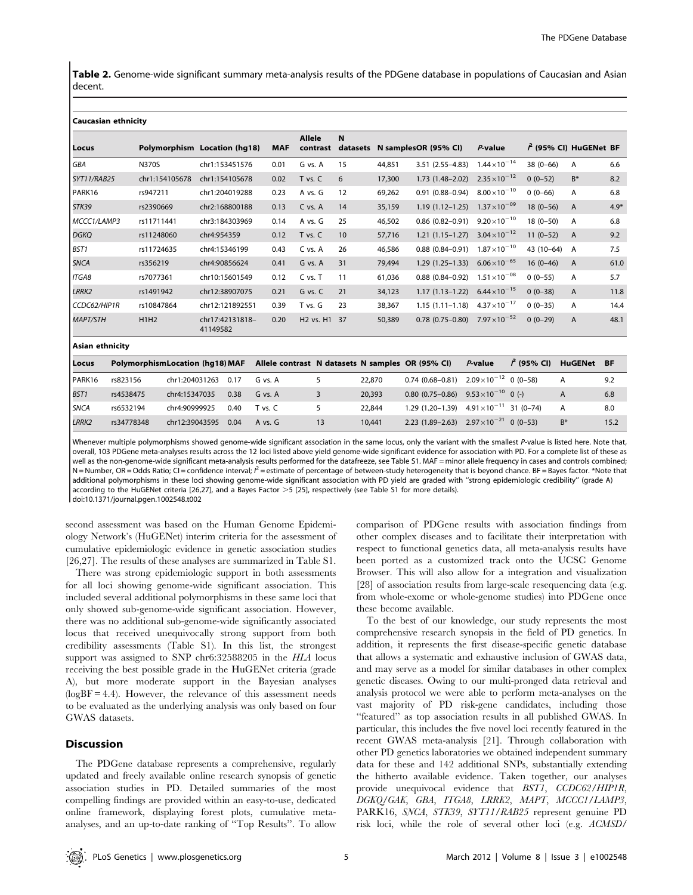**Table 2.** Genome-wide significant summary meta-analysis results of the PDGene database in populations of Caucasian and Asian decent.

**Caucasian ethnicity**

| Locus | Polymorphism | Location (hg18) | MAF | Allele contrast | N datasets | N samples | OR (95% CI) | *P*-value | $I^2$ (95% CI) | HuGENet | BF |
|---|---|---|---|---|---|---|---|---|---|---|---|
| *GBA* | N370S | chr1:153451576 | 0.01 | G vs. A | 15 | 44,851 | 3.51 (2.55–4.83) | $1.44\times10^{-14}$ | 38 (0–66) | A | 6.6 |
| *SYT11/RAB25* | chr1:154105678 | chr1:154105678 | 0.02 | T vs. C | 6 | 17,300 | 1.73 (1.48–2.02) | $2.35\times10^{-12}$ | 0 (0–52) | B* | 8.2 |
| PARK16 | rs947211 | chr1:204019288 | 0.23 | A vs. G | 12 | 69,262 | 0.91 (0.88–0.94) | $8.00\times10^{-10}$ | 0 (0–66) | A | 6.8 |
| *STK39* | rs2390669 | chr2:168800188 | 0.13 | C vs. A | 14 | 35,159 | 1.19 (1.12–1.25) | $1.37\times10^{-09}$ | 18 (0–56) | A | 4.9* |
| *MCCC1/LAMP3* | rs11711441 | chr3:184303969 | 0.14 | A vs. G | 25 | 46,502 | 0.86 (0.82–0.91) | $9.20\times10^{-10}$ | 18 (0–50) | A | 6.8 |
| *DGKQ* | rs11248060 | chr4:954359 | 0.12 | T vs. C | 10 | 57,716 | 1.21 (1.15–1.27) | $3.04\times10^{-12}$ | 11 (0–52) | A | 9.2 |
| *BST1* | rs11724635 | chr4:15346199 | 0.43 | C vs. A | 26 | 46,586 | 0.88 (0.84–0.91) | $1.87\times10^{-10}$ | 43 (10–64) | A | 7.5 |
| *SNCA* | rs356219 | chr4:90856624 | 0.41 | G vs. A | 31 | 79,494 | 1.29 (1.25–1.33) | $6.06\times10^{-65}$ | 16 (0–46) | A | 61.0 |
| *ITGA8* | rs7077361 | chr10:15601549 | 0.12 | C vs. T | 11 | 61,036 | 0.88 (0.84–0.92) | $1.51\times10^{-08}$ | 0 (0–55) | A | 5.7 |
| *LRRK2* | rs1491942 | chr12:38907075 | 0.21 | G vs. C | 21 | 34,123 | 1.17 (1.13–1.22) | $6.44\times10^{-15}$ | 0 (0–38) | A | 11.8 |
| *CCDC62/HIP1R* | rs10847864 | chr12:121892551 | 0.39 | T vs. G | 23 | 38,367 | 1.15 (1.11–1.18) | $4.37\times10^{-17}$ | 0 (0–35) | A | 14.4 |
| *MAPT/STH* | H1H2 | chr17:42131818–41149582 | 0.20 | H2 vs. H1 | 37 | 50,389 | 0.78 (0.75–0.80) | $7.97\times10^{-52}$ | 0 (0–29) | A | 48.1 |

**Asian ethnicity**

| Locus | Polymorphism | Location (hg18) | MAF | Allele contrast | N datasets | N samples | OR (95% CI) | *P*-value | $I^2$ (95% CI) | HuGENet | BF |
|---|---|---|---|---|---|---|---|---|---|---|---|
| PARK16 | rs823156 | chr1:204031263 | 0.17 | G vs. A | 5 | 22,870 | 0.74 (0.68–0.81) | $2.09\times10^{-12}$ | 0 (0–58) | A | 9.2 |
| *BST1* | rs4538475 | chr4:15347035 | 0.38 | G vs. A | 3 | 20,393 | 0.80 (0.75–0.86) | $9.53\times10^{-10}$ | 0 (-) | A | 6.8 |
| *SNCA* | rs6532194 | chr4:90999925 | 0.40 | T vs. C | 5 | 22,844 | 1.29 (1.20–1.39) | $4.91\times10^{-11}$ | 31 (0–74) | A | 8.0 |
| *LRRK2* | rs34778348 | chr12:39043595 | 0.04 | A vs. G | 13 | 10,441 | 2.23 (1.89–2.63) | $2.97\times10^{-21}$ | 0 (0–53) | B* | 15.2 |

Whenever multiple polymorphisms showed genome-wide significant association in the same locus, only the variant with the smallest *P*-value is listed here. Note that, overall, 103 PDGene meta-analyses results across the 12 loci listed above yield genome-wide significant evidence for association with PD. For a complete list of these as well as the non-genome-wide significant meta-analysis results performed for the datafreeze, see Table S1. MAF = minor allele frequency in cases and controls combined; N = Number, OR = Odds Ratio; CI = confidence interval; $I^2$ = estimate of percentage of between-study heterogeneity that is beyond chance. BF = Bayes factor. *Note that additional polymorphisms in these loci showing genome-wide significant association with PD yield are graded with "strong epidemiologic credibility" (grade A) according to the HuGENet criteria [26,27], and a Bayes Factor >5 [25], respectively (see Table S1 for more details).
doi:10.1371/journal.pgen.1002548.t002

second assessment was based on the Human Genome Epidemiology Network's (HuGENet) interim criteria for the assessment of cumulative epidemiologic evidence in genetic association studies [26,27]. The results of these analyses are summarized in Table S1.

There was strong epidemiologic support in both assessments for all loci showing genome-wide significant association. This included several additional polymorphisms in these same loci that only showed sub-genome-wide significant association. However, there was no additional sub-genome-wide significantly associated locus that received unequivocally strong support from both credibility assessments (Table S1). In this list, the strongest support was assigned to SNP chr6:32588205 in the *HLA* locus receiving the best possible grade in the HuGENet criteria (grade A), but more moderate support in the Bayesian analyses (logBF = 4.4). However, the relevance of this assessment needs to be evaluated as the underlying analysis was only based on four GWAS datasets.

## Discussion

The PDGene database represents a comprehensive, regularly updated and freely available online research synopsis of genetic association studies in PD. Detailed summaries of the most compelling findings are provided within an easy-to-use, dedicated online framework, displaying forest plots, cumulative meta-analyses, and an up-to-date ranking of "Top Results". To allow comparison of PDGene results with association findings from other complex diseases and to facilitate their interpretation with respect to functional genetics data, all meta-analysis results have been ported as a customized track onto the UCSC Genome Browser. This will also allow for a integration and visualization [28] of association results from large-scale resequencing data (e.g. from whole-exome or whole-genome studies) into PDGene once these become available.

To the best of our knowledge, our study represents the most comprehensive research synopsis in the field of PD genetics. In addition, it represents the first disease-specific genetic database that allows a systematic and exhaustive inclusion of GWAS data, and may serve as a model for similar databases in other complex genetic diseases. Owing to our multi-pronged data retrieval and analysis protocol we were able to perform meta-analyses on the vast majority of PD risk-gene candidates, including those "featured" as top association results in all published GWAS. In particular, this includes the five novel loci recently featured in the recent GWAS meta-analysis [21]. Through collaboration with other PD genetics laboratories we obtained independent summary data for these and 142 additional SNPs, substantially extending the hitherto available evidence. Taken together, our analyses provide unequivocal evidence that *BST1*, *CCDC62/HIP1R*, *DGKQ/GAK*, *GBA*, *ITGA8*, *LRRK2*, *MAPT*, *MCCC1/LAMP3*, PARK16, *SNCA*, *STK39*, *SYT11/RAB25* represent genuine PD risk loci, while the role of several other loci (e.g. *ACMSD/*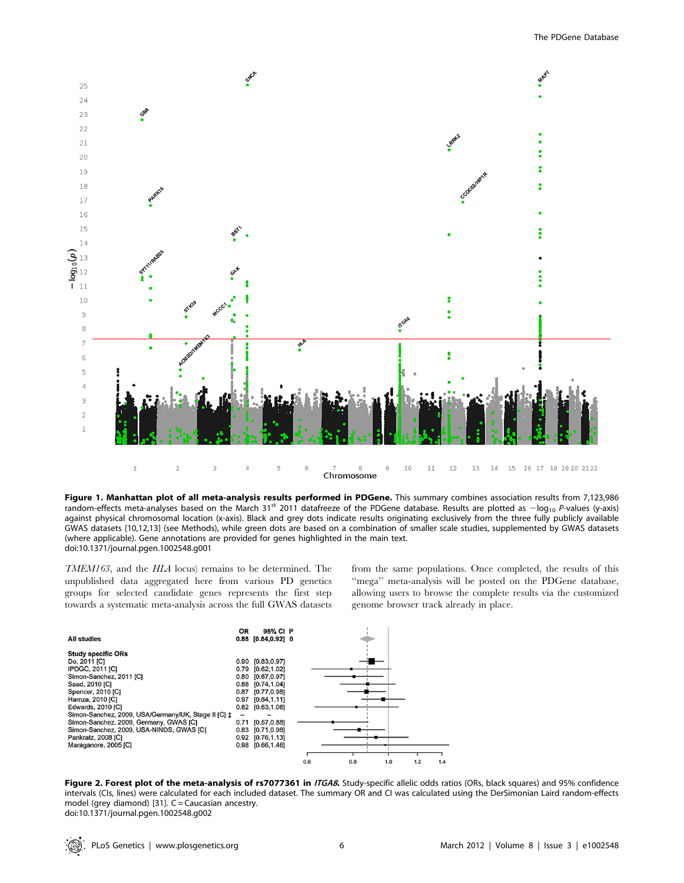**Figure 1. Manhattan plot of all meta-analysis results performed in PDGene.** This summary combines association results from 7,123,986 random-effects meta-analyses based on the March 31[st] 2011 datafreeze of the PDGene database. Results are plotted as $-\log_{10}$ *P*-values (y-axis) against physical chromosomal location (x-axis). Black and grey dots indicate results originating exclusively from the three fully publicly available GWAS datasets [10,12,13] (see Methods), while green dots are based on a combination of smaller scale studies, supplemented by GWAS datasets (where applicable). Gene annotations are provided for genes highlighted in the main text.
doi:10.1371/journal.pgen.1002548.g001

*TMEM163*, and the *HLA* locus) remains to be determined. The unpublished data aggregated here from various PD genetics groups for selected candidate genes represents the first step towards a systematic meta-analysis across the full GWAS datasets from the same populations. Once completed, the results of this "mega" meta-analysis will be posted on the PDGene database, allowing users to browse the complete results via the customized genome browser track already in place.

| | OR | 95% CI | I² |
|---|---|---|---|
| **All studies** | 0.88 | [0.84,0.92] | 0 |
| **Study specific ORs** | | | |
| Do, 2011 [C] | 0.90 | [0.83,0.97] | |
| IPDGC, 2011 [C] | 0.79 | [0.62,1.02] | |
| Simon-Sanchez, 2011 [C] | 0.80 | [0.67,0.97] | |
| Saad, 2010 [C] | 0.88 | [0.74,1.04] | |
| Spencer, 2010 [C] | 0.87 | [0.77,0.98] | |
| Hamza, 2010 [C] | 0.97 | [0.84,1.11] | |
| Edwards, 2010 [C] | 0.82 | [0.63,1.06] | |
| Simon-Sanchez, 2009, USA/Germany/UK, Stage II [C] ‡ | – | – | |
| Simon-Sanchez, 2009, Germany, GWAS [C] | 0.71 | [0.57,0.88] | |
| Simon-Sanchez, 2009, USA-NINDS, GWAS [C] | 0.83 | [0.71,0.98] | |
| Pankratz, 2008 [C] | 0.92 | [0.76,1.13] | |
| Maraganore, 2005 [C] | 0.98 | [0.66,1.46] | |

**Figure 2. Forest plot of the meta-analysis of rs7077361 in *ITGA8*.** Study-specific allelic odds ratios (ORs, black squares) and 95% confidence intervals (CIs, lines) were calculated for each included dataset. The summary OR and CI was calculated using the DerSimonian Laird random-effects model (grey diamond) [31]. C = Caucasian ancestry.
doi:10.1371/journal.pgen.1002548.g002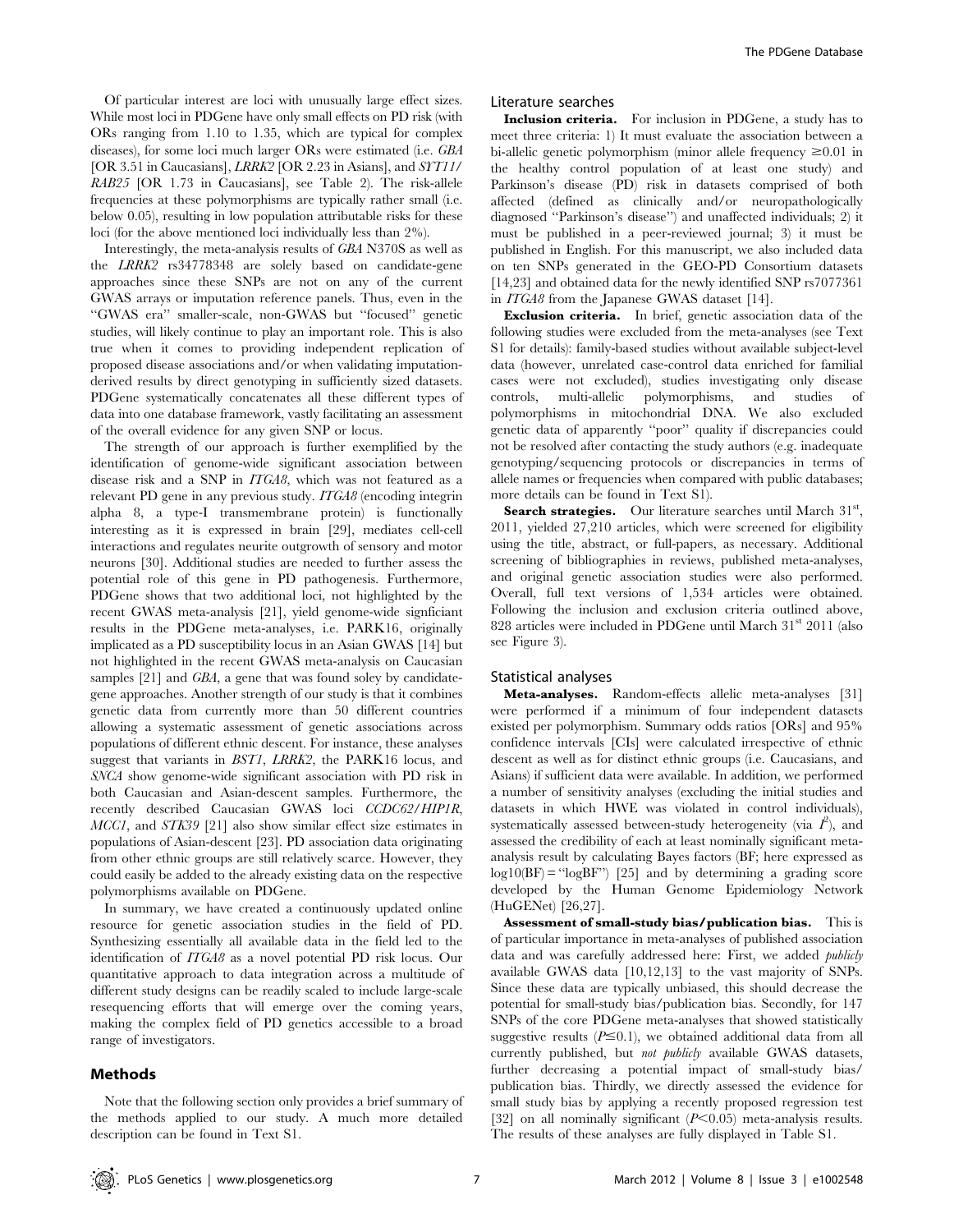Of particular interest are loci with unusually large effect sizes. While most loci in PDGene have only small effects on PD risk (with ORs ranging from 1.10 to 1.35, which are typical for complex diseases), for some loci much larger ORs were estimated (i.e. *GBA* [OR 3.51 in Caucasians], *LRRK2* [OR 2.23 in Asians], and *SYT11/RAB25* [OR 1.73 in Caucasians], see Table 2). The risk-allele frequencies at these polymorphisms are typically rather small (i.e. below 0.05), resulting in low population attributable risks for these loci (for the above mentioned loci individually less than 2%).

Interestingly, the meta-analysis results of *GBA* N370S as well as the *LRRK2* rs34778348 are solely based on candidate-gene approaches since these SNPs are not on any of the current GWAS arrays or imputation reference panels. Thus, even in the "GWAS era" smaller-scale, non-GWAS but "focused" genetic studies, will likely continue to play an important role. This is also true when it comes to providing independent replication of proposed disease associations and/or when validating imputation-derived results by direct genotyping in sufficiently sized datasets. PDGene systematically concatenates all these different types of data into one database framework, vastly facilitating an assessment of the overall evidence for any given SNP or locus.

The strength of our approach is further exemplified by the identification of genome-wide significant association between disease risk and a SNP in *ITGA8*, which was not featured as a relevant PD gene in any previous study. *ITGA8* (encoding integrin alpha 8, a type-I transmembrane protein) is functionally interesting as it is expressed in brain [29], mediates cell-cell interactions and regulates neurite outgrowth of sensory and motor neurons [30]. Additional studies are needed to further assess the potential role of this gene in PD pathogenesis. Furthermore, PDGene shows that two additional loci, not highlighted by the recent GWAS meta-analysis [21], yield genome-wide signficiant results in the PDGene meta-analyses, i.e. PARK16, originally implicated as a PD susceptibility locus in an Asian GWAS [14] but not highlighted in the recent GWAS meta-analysis on Caucasian samples [21] and *GBA*, a gene that was found soley by candidate-gene approaches. Another strength of our study is that it combines genetic data from currently more than 50 different countries allowing a systematic assessment of genetic associations across populations of different ethnic descent. For instance, these analyses suggest that variants in *BST1*, *LRRK2*, the PARK16 locus, and *SNCA* show genome-wide significant association with PD risk in both Caucasian and Asian-descent samples. Furthermore, the recently described Caucasian GWAS loci *CCDC62/HIP1R*, *MCC1*, and *STK39* [21] also show similar effect size estimates in populations of Asian-descent [23]. PD association data originating from other ethnic groups are still relatively scarce. However, they could easily be added to the already existing data on the respective polymorphisms available on PDGene.

In summary, we have created a continuously updated online resource for genetic association studies in the field of PD. Synthesizing essentially all available data in the field led to the identification of *ITGA8* as a novel potential PD risk locus. Our quantitative approach to data integration across a multitude of different study designs can be readily scaled to include large-scale resequencing efforts that will emerge over the coming years, making the complex field of PD genetics accessible to a broad range of investigators.

## Methods

Note that the following section only provides a brief summary of the methods applied to our study. A much more detailed description can be found in Text S1.

### Literature searches

**Inclusion criteria.** For inclusion in PDGene, a study has to meet three criteria: 1) It must evaluate the association between a bi-allelic genetic polymorphism (minor allele frequency $\geq$0.01 in the healthy control population of at least one study) and Parkinson's disease (PD) risk in datasets comprised of both affected (defined as clinically and/or neuropathologically diagnosed "Parkinson's disease") and unaffected individuals; 2) it must be published in a peer-reviewed journal; 3) it must be published in English. For this manuscript, we also included data on ten SNPs generated in the GEO-PD Consortium datasets [14,23] and obtained data for the newly identified SNP rs7077361 in *ITGA8* from the Japanese GWAS dataset [14].

**Exclusion criteria.** In brief, genetic association data of the following studies were excluded from the meta-analyses (see Text S1 for details): family-based studies without available subject-level data (however, unrelated case-control data enriched for familial cases were not excluded), studies investigating only disease controls, multi-allelic polymorphisms, and studies of polymorphisms in mitochondrial DNA. We also excluded genetic data of apparently "poor" quality if discrepancies could not be resolved after contacting the study authors (e.g. inadequate genotyping/sequencing protocols or discrepancies in terms of allele names or frequencies when compared with public databases; more details can be found in Text S1).

**Search strategies.** Our literature searches until March 31st, 2011, yielded 27,210 articles, which were screened for eligibility using the title, abstract, or full-papers, as necessary. Additional screening of bibliographies in reviews, published meta-analyses, and original genetic association studies were also performed. Overall, full text versions of 1,534 articles were obtained. Following the inclusion and exclusion criteria outlined above, 828 articles were included in PDGene until March 31st 2011 (also see Figure 3).

### Statistical analyses

**Meta-analyses.** Random-effects allelic meta-analyses [31] were performed if a minimum of four independent datasets existed per polymorphism. Summary odds ratios [ORs] and 95% confidence intervals [CIs] were calculated irrespective of ethnic descent as well as for distinct ethnic groups (i.e. Caucasians, and Asians) if sufficient data were available. In addition, we performed a number of sensitivity analyses (excluding the initial studies and datasets in which HWE was violated in control individuals), systematically assessed between-study heterogeneity (via $I^2$), and assessed the credibility of each at least nominally significant meta-analysis result by calculating Bayes factors (BF; here expressed as log10(BF) = "logBF") [25] and by determining a grading score developed by the Human Genome Epidemiology Network (HuGENet) [26,27].

**Assessment of small-study bias/publication bias.** This is of particular importance in meta-analyses of published association data and was carefully addressed here: First, we added *publicly* available GWAS data [10,12,13] to the vast majority of SNPs. Since these data are typically unbiased, this should decrease the potential for small-study bias/publication bias. Secondly, for 147 SNPs of the core PDGene meta-analyses that showed statistically suggestive results ($P\leq0.1$), we obtained additional data from all currently published, but *not publicly* available GWAS datasets, further decreasing a potential impact of small-study bias/publication bias. Thirdly, we directly assessed the evidence for small study bias by applying a recently proposed regression test [32] on all nominally significant ($P<0.05$) meta-analysis results. The results of these analyses are fully displayed in Table S1.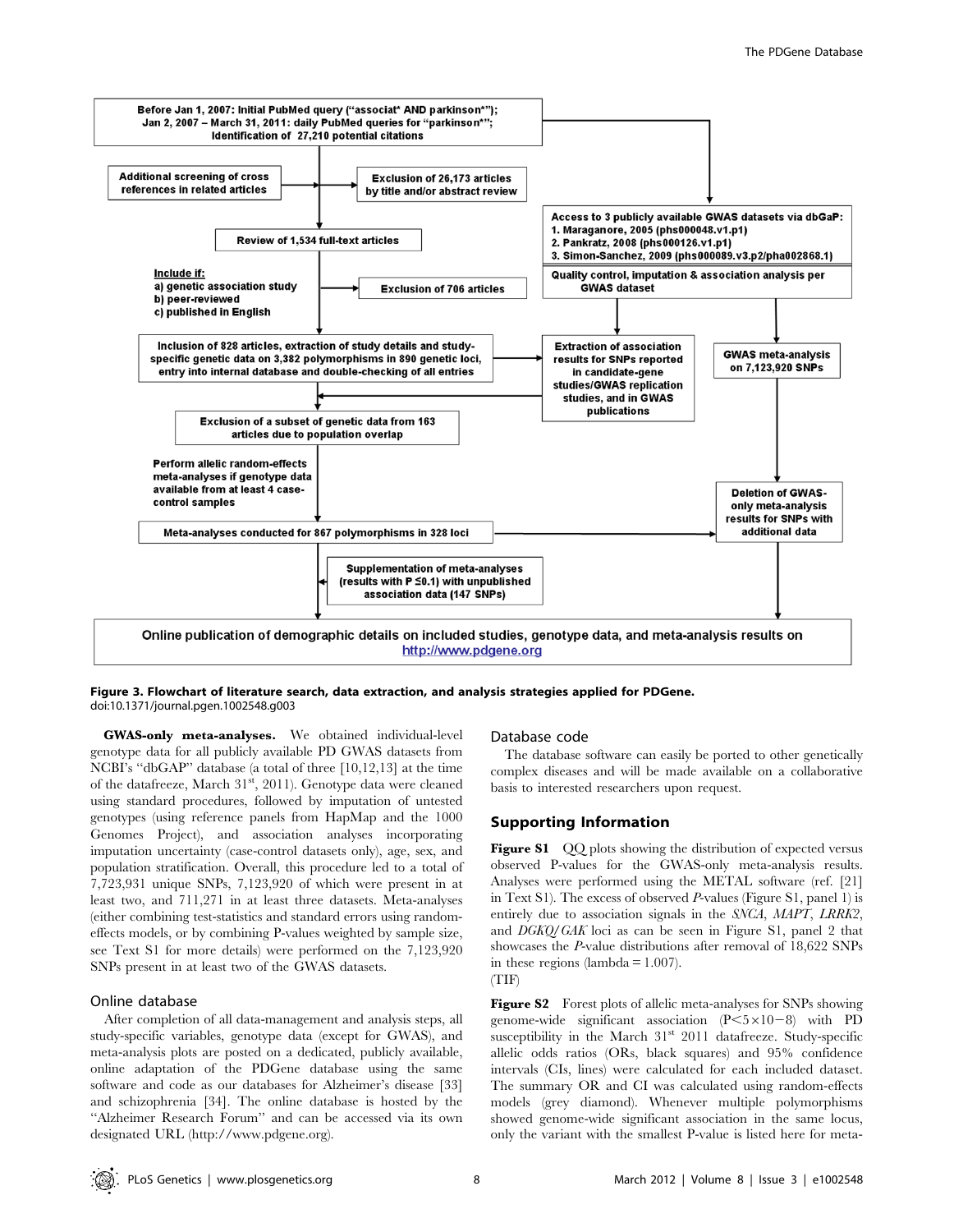Before Jan 1, 2007: Initial PubMed query ("associat* AND parkinson*"); Jan 2, 2007 – March 31, 2011: daily PubMed queries for "parkinson*"; Identification of 27,210 potential citations

Additional screening of cross references in related articles

Exclusion of 26,173 articles by title and/or abstract review

Review of 1,534 full-text articles

Include if:
a) genetic association study
b) peer-reviewed
c) published in English

Exclusion of 706 articles

Access to 3 publicly available GWAS datasets via dbGaP:
1. Maraganore, 2005 (phs000048.v1.p1)
2. Pankratz, 2008 (phs000126.v1.p1)
3. Simon-Sanchez, 2009 (phs000089.v3.p2/pha002868.1)

Quality control, imputation & association analysis per GWAS dataset

Inclusion of 828 articles, extraction of study details and study-specific genetic data on 3,382 polymorphisms in 890 genetic loci, entry into internal database and double-checking of all entries

Extraction of association results for SNPs reported in candidate-gene studies/GWAS replication studies, and in GWAS publications

GWAS meta-analysis on 7,123,920 SNPs

Exclusion of a subset of genetic data from 163 articles due to population overlap

Perform allelic random-effects meta-analyses if genotype data available from at least 4 case-control samples

Meta-analyses conducted for 867 polymorphisms in 328 loci

Deletion of GWAS-only meta-analysis results for SNPs with additional data

Supplementation of meta-analyses (results with P ≤0.1) with unpublished association data (147 SNPs)

Online publication of demographic details on included studies, genotype data, and meta-analysis results on http://www.pdgene.org

**Figure 3. Flowchart of literature search, data extraction, and analysis strategies applied for PDGene.**
doi:10.1371/journal.pgen.1002548.g003

**GWAS-only meta-analyses.** We obtained individual-level genotype data for all publicly available PD GWAS datasets from NCBI's "dbGAP" database (a total of three [10,12,13] at the time of the datafreeze, March 31st, 2011). Genotype data were cleaned using standard procedures, followed by imputation of untested genotypes (using reference panels from HapMap and the 1000 Genomes Project), and association analyses incorporating imputation uncertainty (case-control datasets only), age, sex, and population stratification. Overall, this procedure led to a total of 7,723,931 unique SNPs, 7,123,920 of which were present in at least two, and 711,271 in at least three datasets. Meta-analyses (either combining test-statistics and standard errors using random-effects models, or by combining P-values weighted by sample size, see Text S1 for more details) were performed on the 7,123,920 SNPs present in at least two of the GWAS datasets.

## Online database

After completion of all data-management and analysis steps, all study-specific variables, genotype data (except for GWAS), and meta-analysis plots are posted on a dedicated, publicly available, online adaptation of the PDGene database using the same software and code as our databases for Alzheimer's disease [33] and schizophrenia [34]. The online database is hosted by the "Alzheimer Research Forum" and can be accessed via its own designated URL (http://www.pdgene.org).

## Database code

The database software can easily be ported to other genetically complex diseases and will be made available on a collaborative basis to interested researchers upon request.

## Supporting Information

**Figure S1** QQ plots showing the distribution of expected versus observed P-values for the GWAS-only meta-analysis results. Analyses were performed using the METAL software (ref. [21] in Text S1). The excess of observed *P*-values (Figure S1, panel 1) is entirely due to association signals in the *SNCA*, *MAPT*, *LRRK2*, and *DGKQ/GAK* loci as can be seen in Figure S1, panel 2 that showcases the *P*-value distributions after removal of 18,622 SNPs in these regions (lambda = 1.007).
(TIF)

**Figure S2** Forest plots of allelic meta-analyses for SNPs showing genome-wide significant association ($P<5\times10-8$) with PD susceptibility in the March 31st 2011 datafreeze. Study-specific allelic odds ratios (ORs, black squares) and 95% confidence intervals (CIs, lines) were calculated for each included dataset. The summary OR and CI was calculated using random-effects models (grey diamond). Whenever multiple polymorphisms showed genome-wide significant association in the same locus, only the variant with the smallest P-value is listed here for meta-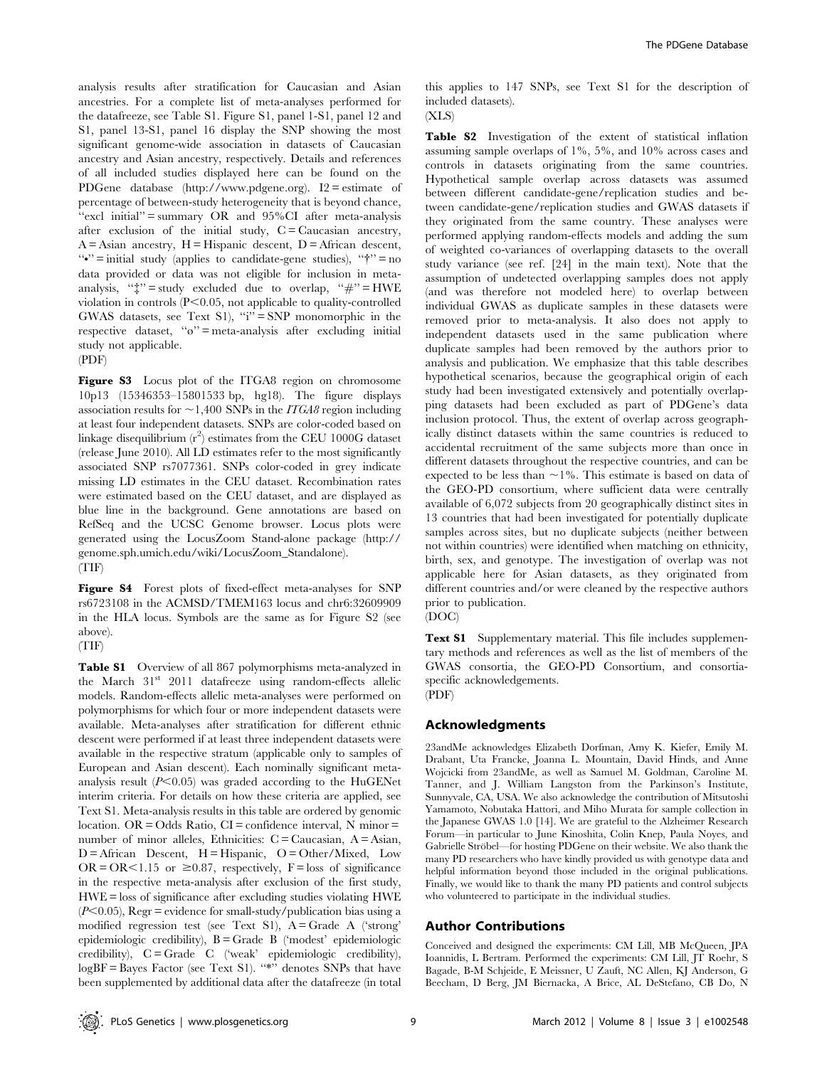analysis results after stratification for Caucasian and Asian ancestries. For a complete list of meta-analyses performed for the datafreeze, see Table S1. Figure S1, panel 1-S1, panel 12 and S1, panel 13-S1, panel 16 display the SNP showing the most significant genome-wide association in datasets of Caucasian ancestry and Asian ancestry, respectively. Details and references of all included studies displayed here can be found on the PDGene database (http://www.pdgene.org). I2 = estimate of percentage of between-study heterogeneity that is beyond chance, "excl initial" = summary OR and 95%CI after meta-analysis after exclusion of the initial study, C = Caucasian ancestry, A = Asian ancestry, H = Hispanic descent, D = African descent, "•" = initial study (applies to candidate-gene studies), "†" = no data provided or data was not eligible for inclusion in meta-analysis, "‡" = study excluded due to overlap, "#" = HWE violation in controls ($P<0.05$, not applicable to quality-controlled GWAS datasets, see Text S1), "i" = SNP monomorphic in the respective dataset, "ø" = meta-analysis after excluding initial study not applicable.
(PDF)

**Figure S3** Locus plot of the ITGA8 region on chromosome 10p13 (15346353–15801533 bp, hg18). The figure displays association results for ~1,400 SNPs in the *ITGA8* region including at least four independent datasets. SNPs are color-coded based on linkage disequilibrium ($r^2$) estimates from the CEU 1000G dataset (release June 2010). All LD estimates refer to the most significantly associated SNP rs7077361. SNPs color-coded in grey indicate missing LD estimates in the CEU dataset. Recombination rates were estimated based on the CEU dataset, and are displayed as blue line in the background. Gene annotations are based on RefSeq and the UCSC Genome browser. Locus plots were generated using the LocusZoom Stand-alone package (http://genome.sph.umich.edu/wiki/LocusZoom_Standalone).
(TIF)

**Figure S4** Forest plots of fixed-effect meta-analyses for SNP rs6723108 in the ACMSD/TMEM163 locus and chr6:32609909 in the HLA locus. Symbols are the same as for Figure S2 (see above).
(TIF)

**Table S1** Overview of all 867 polymorphisms meta-analyzed in the March 31st 2011 datafreeze using random-effects allelic models. Random-effects allelic meta-analyses were performed on polymorphisms for which four or more independent datasets were available. Meta-analyses after stratification for different ethnic descent were performed if at least three independent datasets were available in the respective stratum (applicable only to samples of European and Asian descent). Each nominally significant meta-analysis result ($P<0.05$) was graded according to the HuGENet interim criteria. For details on how these criteria are applied, see Text S1. Meta-analysis results in this table are ordered by genomic location. OR = Odds Ratio, CI = confidence interval, N minor = number of minor alleles, Ethnicities: C = Caucasian, A = Asian, D = African Descent, H = Hispanic, O = Other/Mixed, Low OR = OR<1.15 or ≥0.87, respectively, F = loss of significance in the respective meta-analysis after exclusion of the first study, HWE = loss of significance after excluding studies violating HWE ($P<0.05$), Regr = evidence for small-study/publication bias using a modified regression test (see Text S1), A = Grade A ('strong' epidemiologic credibility), B = Grade B ('modest' epidemiologic credibility), C = Grade C ('weak' epidemiologic credibility), logBF = Bayes Factor (see Text S1). "*" denotes SNPs that have been supplemented by additional data after the datafreeze (in total this applies to 147 SNPs, see Text S1 for the description of included datasets).
(XLS)

**Table S2** Investigation of the extent of statistical inflation assuming sample overlaps of 1%, 5%, and 10% across cases and controls in datasets originating from the same countries. Hypothetical sample overlap across datasets was assumed between different candidate-gene/replication studies and between candidate-gene/replication studies and GWAS datasets if they originated from the same country. These analyses were performed applying random-effects models and adding the sum of weighted co-variances of overlapping datasets to the overall study variance (see ref. [24] in the main text). Note that the assumption of undetected overlapping samples does not apply (and was therefore not modeled here) to overlap between individual GWAS as duplicate samples in these datasets were removed prior to meta-analysis. It also does not apply to independent datasets used in the same publication where duplicate samples had been removed by the authors prior to analysis and publication. We emphasize that this table describes hypothetical scenarios, because the geographical origin of each study had been investigated extensively and potentially overlapping datasets had been excluded as part of PDGene's data inclusion protocol. Thus, the extent of overlap across geographically distinct datasets within the same countries is reduced to accidental recruitment of the same subjects more than once in different datasets throughout the respective countries, and can be expected to be less than ~1%. This estimate is based on data of the GEO-PD consortium, where sufficient data were centrally available of 6,072 subjects from 20 geographically distinct sites in 13 countries that had been investigated for potentially duplicate samples across sites, but no duplicate subjects (neither between not within countries) were identified when matching on ethnicity, birth, sex, and genotype. The investigation of overlap was not applicable here for Asian datasets, as they originated from different countries and/or were cleaned by the respective authors prior to publication.
(DOC)

**Text S1** Supplementary material. This file includes supplementary methods and references as well as the list of members of the GWAS consortia, the GEO-PD Consortium, and consortia-specific acknowledgements.
(PDF)

## Acknowledgments

23andMe acknowledges Elizabeth Dorfman, Amy K. Kiefer, Emily M. Drabant, Uta Francke, Joanna L. Mountain, David Hinds, and Anne Wojcicki from 23andMe, as well as Samuel M. Goldman, Caroline M. Tanner, and J. William Langston from the Parkinson's Institute, Sunnyvale, CA, USA. We also acknowledge the contribution of Mitsutoshi Yamamoto, Nobutaka Hattori, and Miho Murata for sample collection in the Japanese GWAS 1.0 [14]. We are grateful to the Alzheimer Research Forum—in particular to June Kinoshita, Colin Knep, Paula Noyes, and Gabrielle Ströbel—for hosting PDGene on their website. We also thank the many PD researchers who have kindly provided us with genotype data and helpful information beyond those included in the original publications. Finally, we would like to thank the many PD patients and control subjects who volunteered to participate in the individual studies.

## Author Contributions

Conceived and designed the experiments: CM Lill, MB McQueen, JPA Ioannidis, L Bertram. Performed the experiments: CM Lill, JT Roehr, S Bagade, B-M Schjeide, E Meissner, U Zauft, NC Allen, KJ Anderson, G Beecham, D Berg, JM Biernacka, A Brice, AL DeStefano, CB Do, N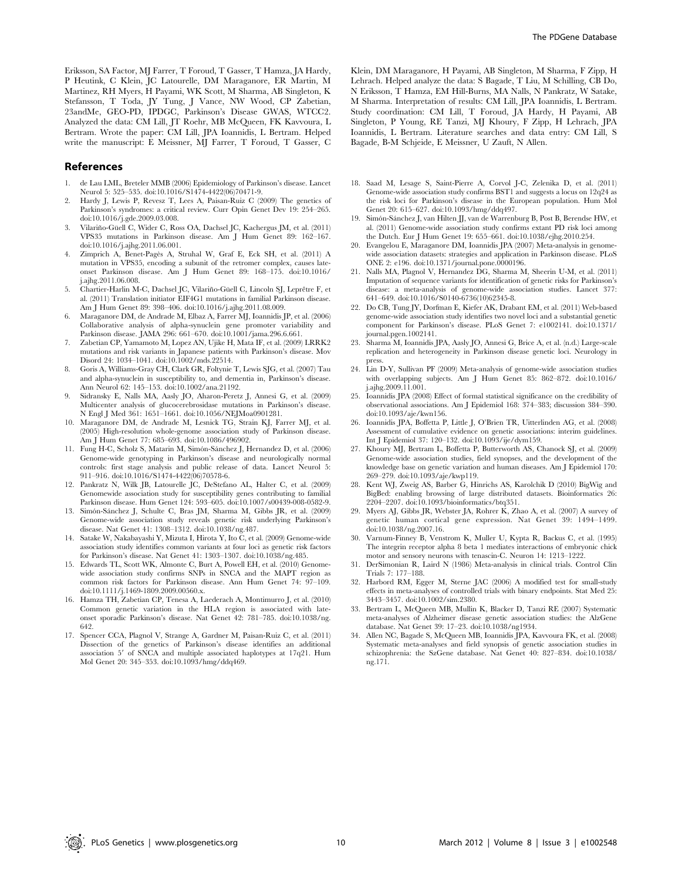Eriksson, SA Factor, MJ Farrer, T Foroud, T Gasser, T Hamza, JA Hardy, P Heutink, C Klein, JC Latourelle, DM Maraganore, ER Martin, M Martinez, RH Myers, H Payami, WK Scott, M Sharma, AB Singleton, K Stefansson, T Toda, JY Tung, J Vance, NW Wood, CP Zabetian, 23andMe, GEO-PD, IPDGC, Parkinson's Disease GWAS, WTCC2. Analyzed the data: CM Lill, JT Roehr, MB McQueen, FK Kavvoura, L Bertram. Wrote the paper: CM Lill, JPA Ioannidis, L Bertram. Helped write the manuscript: E Meissner, MJ Farrer, T Foroud, T Gasser, C Klein, DM Maraganore, H Payami, AB Singleton, M Sharma, F Zipp, H Lehrach. Helped analyze the data: S Bagade, T Liu, M Schilling, CB Do, N Eriksson, T Hamza, EM Hill-Burns, MA Nalls, N Pankratz, W Satake, M Sharma. Interpretation of results: CM Lill, JPA Ioannidis, L Bertram. Study coordination: CM Lill, T Foroud, JA Hardy, H Payami, AB Singleton, P Young, RE Tanzi, MJ Khoury, F Zipp, H Lehrach, JPA Ioannidis, L Bertram. Literature searches and data entry: CM Lill, S Bagade, B-M Schjeide, E Meissner, U Zauft, N Allen.

## References

1. de Lau LML, Breteler MMB (2006) Epidemiology of Parkinson's disease. Lancet Neurol 5: 525–535. doi:10.1016/S1474-4422(06)70471-9.
2. Hardy J, Lewis P, Revesz T, Lees A, Paisan-Ruiz C (2009) The genetics of Parkinson's syndromes: a critical review. Curr Opin Genet Dev 19: 254–265. doi:10.1016/j.gde.2009.03.008.
3. Vilariño-Güell C, Wider C, Ross OA, Dachsel JC, Kachergus JM, et al. (2011) VPS35 mutations in Parkinson disease. Am J Hum Genet 89: 162–167. doi:10.1016/j.ajhg.2011.06.001.
4. Zimprich A, Benet-Pagès A, Struhal W, Graf E, Eck SH, et al. (2011) A mutation in VPS35, encoding a subunit of the retromer complex, causes late-onset Parkinson disease. Am J Hum Genet 89: 168–175. doi:10.1016/j.ajhg.2011.06.008.
5. Chartier-Harlin M-C, Dachsel JC, Vilariño-Güell C, Lincoln SJ, Leprêtre F, et al. (2011) Translation initiator EIF4G1 mutations in familial Parkinson disease. Am J Hum Genet 89: 398–406. doi:10.1016/j.ajhg.2011.08.009.
6. Maraganore DM, de Andrade M, Elbaz A, Farrer MJ, Ioannidis JP, et al. (2006) Collaborative analysis of alpha-synuclein gene promoter variability and Parkinson disease. JAMA 296: 661–670. doi:10.1001/jama.296.6.661.
7. Zabetian CP, Yamamoto M, Lopez AN, Ujike H, Mata IF, et al. (2009) LRRK2 mutations and risk variants in Japanese patients with Parkinson's disease. Mov Disord 24: 1034–1041. doi:10.1002/mds.22514.
8. Goris A, Williams-Gray CH, Clark GR, Foltynie T, Lewis SJG, et al. (2007) Tau and alpha-synuclein in susceptibility to, and dementia in, Parkinson's disease. Ann Neurol 62: 145–153. doi:10.1002/ana.21192.
9. Sidransky E, Nalls MA, Aasly JO, Aharon-Peretz J, Annesi G, et al. (2009) Multicenter analysis of glucocerebrosidase mutations in Parkinson's disease. N Engl J Med 361: 1651–1661. doi:10.1056/NEJMoa0901281.
10. Maraganore DM, de Andrade M, Lesnick TG, Strain KJ, Farrer MJ, et al. (2005) High-resolution whole-genome association study of Parkinson disease. Am J Hum Genet 77: 685–693. doi:10.1086/496902.
11. Fung H-C, Scholz S, Matarin M, Simón-Sánchez J, Hernandez D, et al. (2006) Genome-wide genotyping in Parkinson's disease and neurologically normal controls: first stage analysis and public release of data. Lancet Neurol 5: 911–916. doi:10.1016/S1474-4422(06)70578-6.
12. Pankratz N, Wilk JB, Latourelle JC, DeStefano AL, Halter C, et al. (2009) Genomewide association study for susceptibility genes contributing to familial Parkinson disease. Hum Genet 124: 593–605. doi:10.1007/s00439-008-0582-9.
13. Simón-Sánchez J, Schulte C, Bras JM, Sharma M, Gibbs JR, et al. (2009) Genome-wide association study reveals genetic risk underlying Parkinson's disease. Nat Genet 41: 1308–1312. doi:10.1038/ng.487.
14. Satake W, Nakabayashi Y, Mizuta I, Hirota Y, Ito C, et al. (2009) Genome-wide association study identifies common variants at four loci as genetic risk factors for Parkinson's disease. Nat Genet 41: 1303–1307. doi:10.1038/ng.485.
15. Edwards TL, Scott WK, Almonte C, Burt A, Powell EH, et al. (2010) Genome-wide association study confirms SNPs in SNCA and the MAPT region as common risk factors for Parkinson disease. Ann Hum Genet 74: 97–109. doi:10.1111/j.1469-1809.2009.00560.x.
16. Hamza TH, Zabetian CP, Tenesa A, Laederach A, Montimurro J, et al. (2010) Common genetic variation in the HLA region is associated with late-onset sporadic Parkinson's disease. Nat Genet 42: 781–785. doi:10.1038/ng.642.
17. Spencer CCA, Plagnol V, Strange A, Gardner M, Paisan-Ruiz C, et al. (2011) Dissection of the genetics of Parkinson's disease identifies an additional association 5′ of SNCA and multiple associated haplotypes at 17q21. Hum Mol Genet 20: 345–353. doi:10.1093/hmg/ddq469.
18. Saad M, Lesage S, Saint-Pierre A, Corvol J-C, Zelenika D, et al. (2011) Genome-wide association study confirms BST1 and suggests a locus on 12q24 as the risk loci for Parkinson's disease in the European population. Hum Mol Genet 20: 615–627. doi:10.1093/hmg/ddq497.
19. Simón-Sánchez J, van Hilten JJ, van de Warrenburg B, Post B, Berendse HW, et al. (2011) Genome-wide association study confirms extant PD risk loci among the Dutch. Eur J Hum Genet 19: 655–661. doi:10.1038/ejhg.2010.254.
20. Evangelou E, Maraganore DM, Ioannidis JPA (2007) Meta-analysis in genome-wide association datasets: strategies and application in Parkinson disease. PLoS ONE 2: e196. doi:10.1371/journal.pone.0000196.
21. Nalls MA, Plagnol V, Hernandez DG, Sharma M, Sheerin U-M, et al. (2011) Imputation of sequence variants for identification of genetic risks for Parkinson's disease: a meta-analysis of genome-wide association studies. Lancet 377: 641–649. doi:10.1016/S0140-6736(10)62345-8.
22. Do CB, Tung JY, Dorfman E, Kiefer AK, Drabant EM, et al. (2011) Web-based genome-wide association study identifies two novel loci and a substantial genetic component for Parkinson's disease. PLoS Genet 7: e1002141. doi:10.1371/journal.pgen.1002141.
23. Sharma M, Ioannidis JPA, Aasly JO, Annesi G, Brice A, et al. (n.d.) Large-scale replication and heterogeneity in Parkinson disease genetic loci. Neurology in press.
24. Lin D-Y, Sullivan PF (2009) Meta-analysis of genome-wide association studies with overlapping subjects. Am J Hum Genet 85: 862–872. doi:10.1016/j.ajhg.2009.11.001.
25. Ioannidis JPA (2008) Effect of formal statistical significance on the credibility of observational associations. Am J Epidemiol 168: 374–383; discussion 384–390. doi:10.1093/aje/kwn156.
26. Ioannidis JPA, Boffetta P, Little J, O'Brien TR, Uitterlinden AG, et al. (2008) Assessment of cumulative evidence on genetic associations: interim guidelines. Int J Epidemiol 37: 120–132. doi:10.1093/ije/dym159.
27. Khoury MJ, Bertram L, Boffetta P, Butterworth AS, Chanock SJ, et al. (2009) Genome-wide association studies, field synopses, and the development of the knowledge base on genetic variation and human diseases. Am J Epidemiol 170: 269–279. doi:10.1093/aje/kwp119.
28. Kent WJ, Zweig AS, Barber G, Hinrichs AS, Karolchik D (2010) BigWig and BigBed: enabling browsing of large distributed datasets. Bioinformatics 26: 2204–2207. doi:10.1093/bioinformatics/btq351.
29. Myers AJ, Gibbs JR, Webster JA, Rohrer K, Zhao A, et al. (2007) A survey of genetic human cortical gene expression. Nat Genet 39: 1494–1499. doi:10.1038/ng.2007.16.
30. Varnum-Finney B, Venstrom K, Muller U, Kypta R, Backus C, et al. (1995) The integrin receptor alpha 8 beta 1 mediates interactions of embryonic chick motor and sensory neurons with tenascin-C. Neuron 14: 1213–1222.
31. DerSimonian R, Laird N (1986) Meta-analysis in clinical trials. Control Clin Trials 7: 177–188.
32. Harbord RM, Egger M, Sterne JAC (2006) A modified test for small-study effects in meta-analyses of controlled trials with binary endpoints. Stat Med 25: 3443–3457. doi:10.1002/sim.2380.
33. Bertram L, McQueen MB, Mullin K, Blacker D, Tanzi RE (2007) Systematic meta-analyses of Alzheimer disease genetic association studies: the AlzGene database. Nat Genet 39: 17–23. doi:10.1038/ng1934.
34. Allen NC, Bagade S, McQueen MB, Ioannidis JPA, Kavvoura FK, et al. (2008) Systematic meta-analyses and field synopsis of genetic association studies in schizophrenia: the SzGene database. Nat Genet 40: 827–834. doi:10.1038/ng.171.